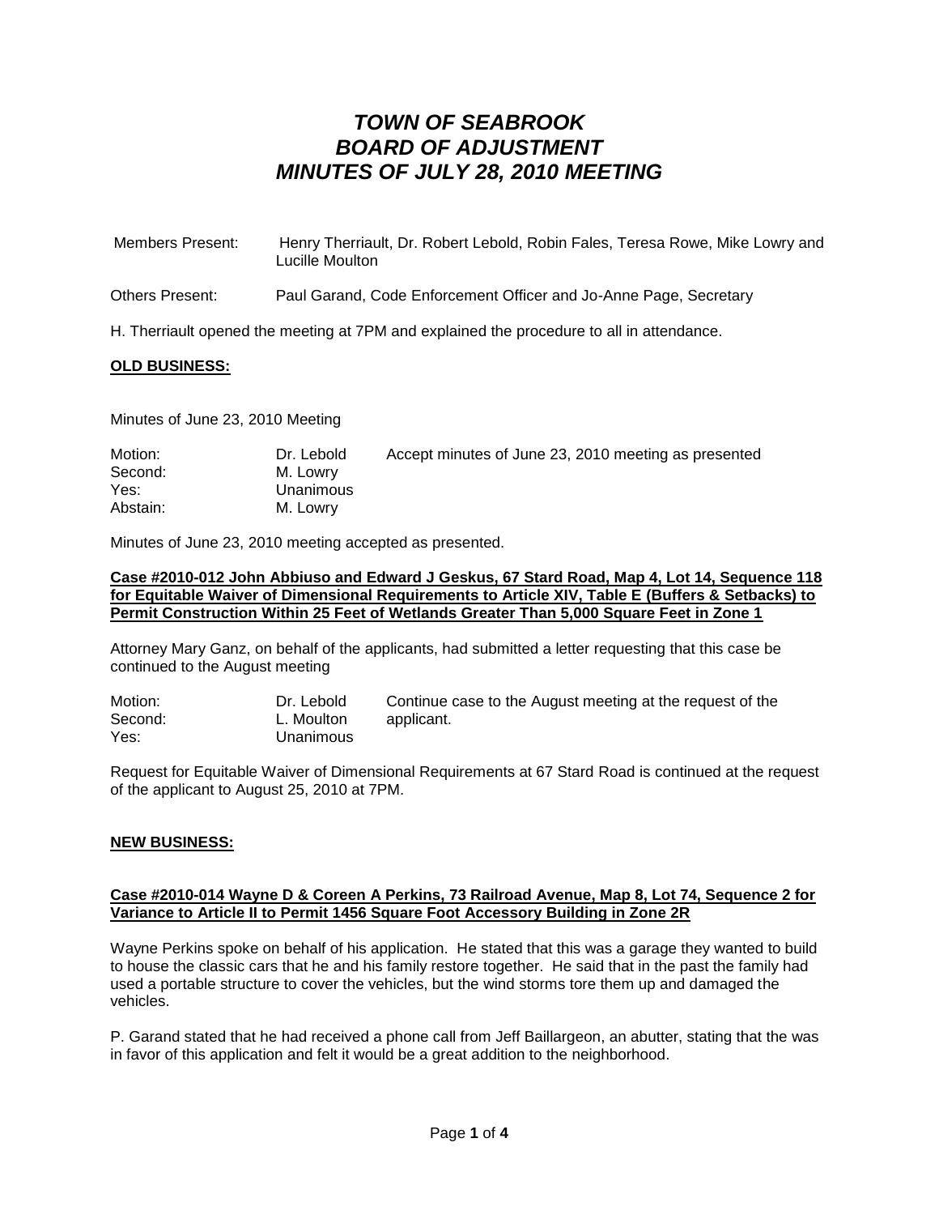# *TOWN OF SEABROOK*
# *BOARD OF ADJUSTMENT*
# *MINUTES OF JULY 28, 2010 MEETING*

Members Present: Henry Therriault, Dr. Robert Lebold, Robin Fales, Teresa Rowe, Mike Lowry and Lucille Moulton

Others Present: Paul Garand, Code Enforcement Officer and Jo-Anne Page, Secretary

H. Therriault opened the meeting at 7PM and explained the procedure to all in attendance.

**OLD BUSINESS:**

Minutes of June 23, 2010 Meeting

| | | |
|---|---|---|
| Motion: | Dr. Lebold | Accept minutes of June 23, 2010 meeting as presented |
| Second: | M. Lowry | |
| Yes: | Unanimous | |
| Abstain: | M. Lowry | |

Minutes of June 23, 2010 meeting accepted as presented.

**Case #2010-012 John Abbiuso and Edward J Geskus, 67 Stard Road, Map 4, Lot 14, Sequence 118 for Equitable Waiver of Dimensional Requirements to Article XIV, Table E (Buffers & Setbacks) to Permit Construction Within 25 Feet of Wetlands Greater Than 5,000 Square Feet in Zone 1**

Attorney Mary Ganz, on behalf of the applicants, had submitted a letter requesting that this case be continued to the August meeting

| | | |
|---|---|---|
| Motion: | Dr. Lebold | Continue case to the August meeting at the request of the applicant. |
| Second: | L. Moulton | |
| Yes: | Unanimous | |

Request for Equitable Waiver of Dimensional Requirements at 67 Stard Road is continued at the request of the applicant to August 25, 2010 at 7PM.

**NEW BUSINESS:**

**Case #2010-014 Wayne D & Coreen A Perkins, 73 Railroad Avenue, Map 8, Lot 74, Sequence 2 for Variance to Article II to Permit 1456 Square Foot Accessory Building in Zone 2R**

Wayne Perkins spoke on behalf of his application. He stated that this was a garage they wanted to build to house the classic cars that he and his family restore together. He said that in the past the family had used a portable structure to cover the vehicles, but the wind storms tore them up and damaged the vehicles.

P. Garand stated that he had received a phone call from Jeff Baillargeon, an abutter, stating that the was in favor of this application and felt it would be a great addition to the neighborhood.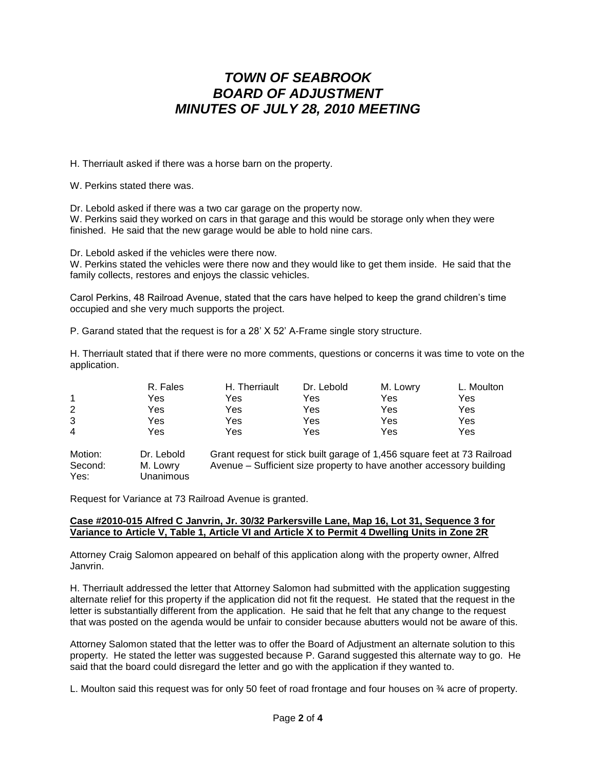# TOWN OF SEABROOK
# BOARD OF ADJUSTMENT
# MINUTES OF JULY 28, 2010 MEETING

H. Therriault asked if there was a horse barn on the property.

W. Perkins stated there was.

Dr. Lebold asked if there was a two car garage on the property now.
W. Perkins said they worked on cars in that garage and this would be storage only when they were finished. He said that the new garage would be able to hold nine cars.

Dr. Lebold asked if the vehicles were there now.
W. Perkins stated the vehicles were there now and they would like to get them inside. He said that the family collects, restores and enjoys the classic vehicles.

Carol Perkins, 48 Railroad Avenue, stated that the cars have helped to keep the grand children's time occupied and she very much supports the project.

P. Garand stated that the request is for a 28' X 52' A-Frame single story structure.

H. Therriault stated that if there were no more comments, questions or concerns it was time to vote on the application.

| | R. Fales | H. Therriault | Dr. Lebold | M. Lowry | L. Moulton |
|---|---|---|---|---|---|
| 1 | Yes | Yes | Yes | Yes | Yes |
| 2 | Yes | Yes | Yes | Yes | Yes |
| 3 | Yes | Yes | Yes | Yes | Yes |
| 4 | Yes | Yes | Yes | Yes | Yes |

| | | |
|---|---|---|
| Motion: | Dr. Lebold | Grant request for stick built garage of 1,456 square feet at 73 Railroad |
| Second: | M. Lowry | Avenue – Sufficient size property to have another accessory building |
| Yes: | Unanimous | |

Request for Variance at 73 Railroad Avenue is granted.

**Case #2010-015 Alfred C Janvrin, Jr. 30/32 Parkersville Lane, Map 16, Lot 31, Sequence 3 for Variance to Article V, Table 1, Article VI and Article X to Permit 4 Dwelling Units in Zone 2R**

Attorney Craig Salomon appeared on behalf of this application along with the property owner, Alfred Janvrin.

H. Therriault addressed the letter that Attorney Salomon had submitted with the application suggesting alternate relief for this property if the application did not fit the request. He stated that the request in the letter is substantially different from the application. He said that he felt that any change to the request that was posted on the agenda would be unfair to consider because abutters would not be aware of this.

Attorney Salomon stated that the letter was to offer the Board of Adjustment an alternate solution to this property. He stated the letter was suggested because P. Garand suggested this alternate way to go. He said that the board could disregard the letter and go with the application if they wanted to.

L. Moulton said this request was for only 50 feet of road frontage and four houses on ¾ acre of property.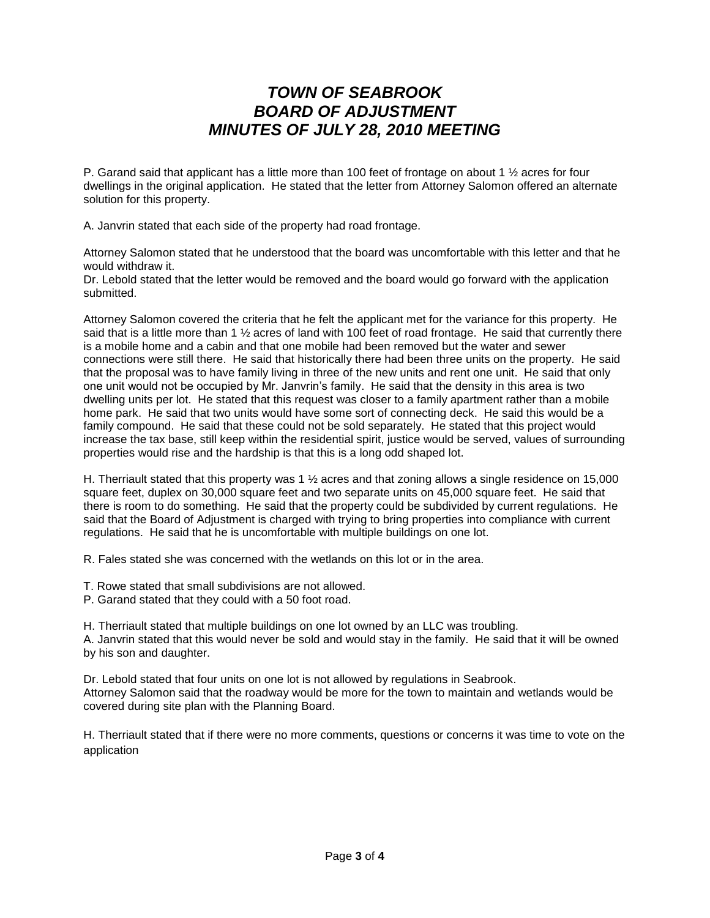# *TOWN OF SEABROOK BOARD OF ADJUSTMENT MINUTES OF JULY 28, 2010 MEETING*

P. Garand said that applicant has a little more than 100 feet of frontage on about 1 ½ acres for four dwellings in the original application. He stated that the letter from Attorney Salomon offered an alternate solution for this property.

A. Janvrin stated that each side of the property had road frontage.

Attorney Salomon stated that he understood that the board was uncomfortable with this letter and that he would withdraw it.
Dr. Lebold stated that the letter would be removed and the board would go forward with the application submitted.

Attorney Salomon covered the criteria that he felt the applicant met for the variance for this property. He said that is a little more than 1 ½ acres of land with 100 feet of road frontage. He said that currently there is a mobile home and a cabin and that one mobile had been removed but the water and sewer connections were still there. He said that historically there had been three units on the property. He said that the proposal was to have family living in three of the new units and rent one unit. He said that only one unit would not be occupied by Mr. Janvrin's family. He said that the density in this area is two dwelling units per lot. He stated that this request was closer to a family apartment rather than a mobile home park. He said that two units would have some sort of connecting deck. He said this would be a family compound. He said that these could not be sold separately. He stated that this project would increase the tax base, still keep within the residential spirit, justice would be served, values of surrounding properties would rise and the hardship is that this is a long odd shaped lot.

H. Therriault stated that this property was 1 ½ acres and that zoning allows a single residence on 15,000 square feet, duplex on 30,000 square feet and two separate units on 45,000 square feet. He said that there is room to do something. He said that the property could be subdivided by current regulations. He said that the Board of Adjustment is charged with trying to bring properties into compliance with current regulations. He said that he is uncomfortable with multiple buildings on one lot.

R. Fales stated she was concerned with the wetlands on this lot or in the area.

T. Rowe stated that small subdivisions are not allowed.
P. Garand stated that they could with a 50 foot road.

H. Therriault stated that multiple buildings on one lot owned by an LLC was troubling.
A. Janvrin stated that this would never be sold and would stay in the family. He said that it will be owned by his son and daughter.

Dr. Lebold stated that four units on one lot is not allowed by regulations in Seabrook.
Attorney Salomon said that the roadway would be more for the town to maintain and wetlands would be covered during site plan with the Planning Board.

H. Therriault stated that if there were no more comments, questions or concerns it was time to vote on the application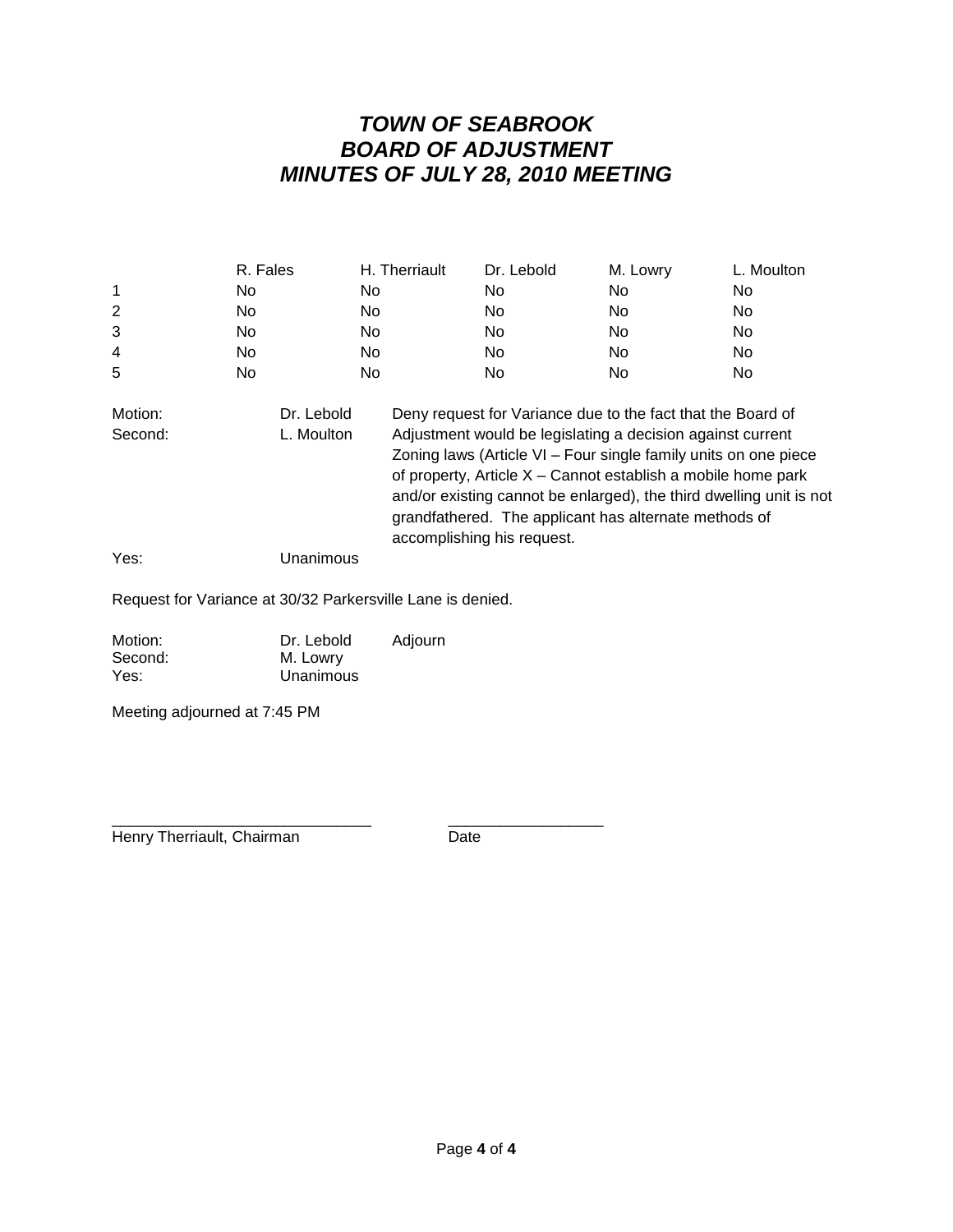# *TOWN OF SEABROOK*
# *BOARD OF ADJUSTMENT*
# *MINUTES OF JULY 28, 2010 MEETING*

| | R. Fales | H. Therriault | Dr. Lebold | M. Lowry | L. Moulton |
|---|---|---|---|---|---|
| 1 | No | No | No | No | No |
| 2 | No | No | No | No | No |
| 3 | No | No | No | No | No |
| 4 | No | No | No | No | No |
| 5 | No | No | No | No | No |

Motion: Dr. Lebold
Second: L. Moulton

Deny request for Variance due to the fact that the Board of Adjustment would be legislating a decision against current Zoning laws (Article VI – Four single family units on one piece of property, Article X – Cannot establish a mobile home park and/or existing cannot be enlarged), the third dwelling unit is not grandfathered. The applicant has alternate methods of accomplishing his request.

Yes: Unanimous

Request for Variance at 30/32 Parkersville Lane is denied.

Motion: Dr. Lebold Adjourn
Second: M. Lowry
Yes: Unanimous

Meeting adjourned at 7:45 PM

______________________________ ________________
Henry Therriault, Chairman Date